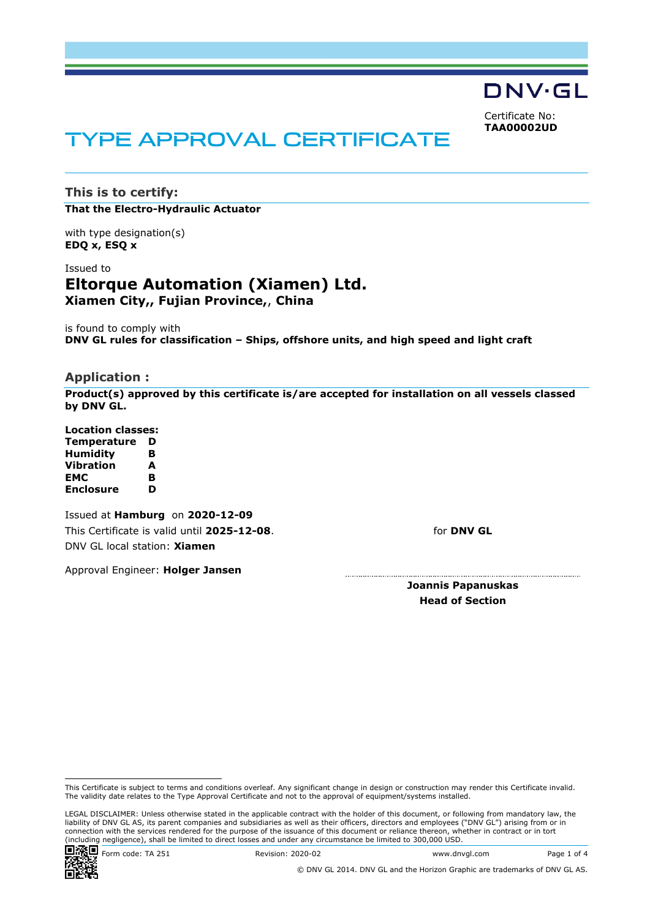DNV·GL

Certificate No:
**TAA00002UD**

# TYPE APPROVAL CERTIFICATE

## This is to certify:

**That the Electro-Hydraulic Actuator**

with type designation(s)
**EDQ x, ESQ x**

Issued to
## Eltorque Automation (Xiamen) Ltd.
**Xiamen City,, Fujian Province,, China**

is found to comply with
**DNV GL rules for classification – Ships, offshore units, and high speed and light craft**

## Application :

**Product(s) approved by this certificate is/are accepted for installation on all vessels classed by DNV GL.**

**Location classes:**

| | |
|---|---|
| **Temperature** | **D** |
| **Humidity** | **B** |
| **Vibration** | **A** |
| **EMC** | **B** |
| **Enclosure** | **D** |

Issued at **Hamburg** on **2020-12-09**
This Certificate is valid until **2025-12-08**.
DNV GL local station: **Xiamen**

Approval Engineer: **Holger Jansen**

for **DNV GL**

**Joannis Papanuskas**
**Head of Section**

This Certificate is subject to terms and conditions overleaf. Any significant change in design or construction may render this Certificate invalid. The validity date relates to the Type Approval Certificate and not to the approval of equipment/systems installed.

LEGAL DISCLAIMER: Unless otherwise stated in the applicable contract with the holder of this document, or following from mandatory law, the liability of DNV GL AS, its parent companies and subsidiaries as well as their officers, directors and employees ("DNV GL") arising from or in connection with the services rendered for the purpose of the issuance of this document or reliance thereon, whether in contract or in tort (including negligence), shall be limited to direct losses and under any circumstance be limited to 300,000 USD.

Form code: TA 251 Revision: 2020-02 www.dnvgl.com

© DNV GL 2014. DNV GL and the Horizon Graphic are trademarks of DNV GL AS.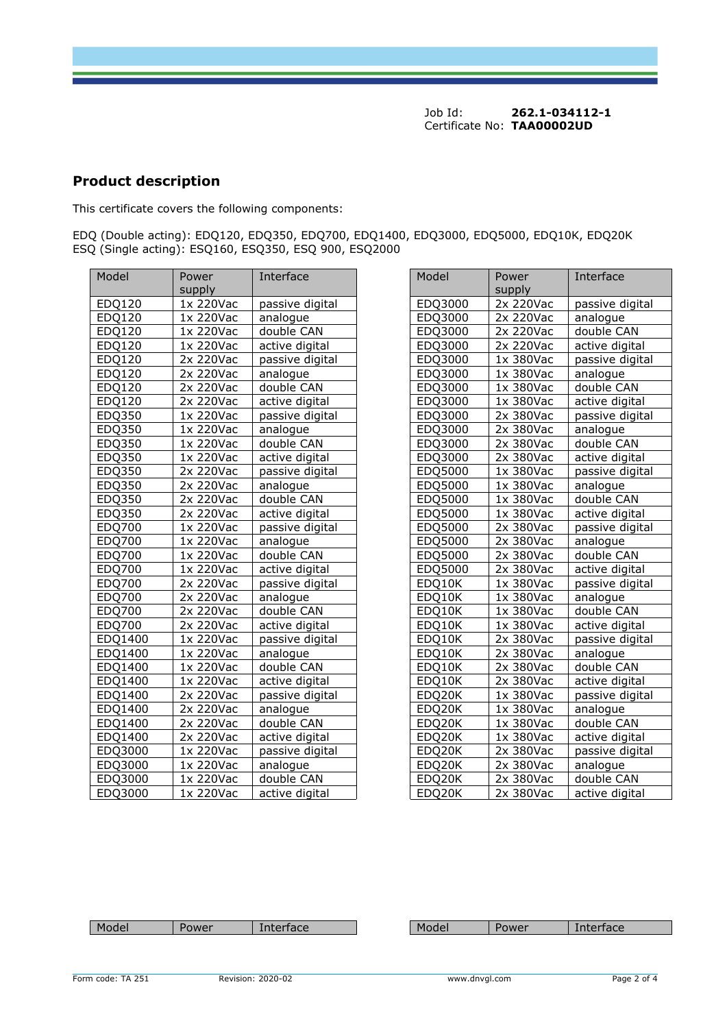Job Id: **262.1-034112-1**
Certificate No: **TAA00002UD**

## Product description

This certificate covers the following components:

EDQ (Double acting): EDQ120, EDQ350, EDQ700, EDQ1400, EDQ3000, EDQ5000, EDQ10K, EDQ20K
ESQ (Single acting): ESQ160, ESQ350, ESQ 900, ESQ2000

| Model | Power supply | Interface |
|---|---|---|
| EDQ120 | 1x 220Vac | passive digital |
| EDQ120 | 1x 220Vac | analogue |
| EDQ120 | 1x 220Vac | double CAN |
| EDQ120 | 1x 220Vac | active digital |
| EDQ120 | 2x 220Vac | passive digital |
| EDQ120 | 2x 220Vac | analogue |
| EDQ120 | 2x 220Vac | double CAN |
| EDQ120 | 2x 220Vac | active digital |
| EDQ350 | 1x 220Vac | passive digital |
| EDQ350 | 1x 220Vac | analogue |
| EDQ350 | 1x 220Vac | double CAN |
| EDQ350 | 1x 220Vac | active digital |
| EDQ350 | 2x 220Vac | passive digital |
| EDQ350 | 2x 220Vac | analogue |
| EDQ350 | 2x 220Vac | double CAN |
| EDQ350 | 2x 220Vac | active digital |
| EDQ700 | 1x 220Vac | passive digital |
| EDQ700 | 1x 220Vac | analogue |
| EDQ700 | 1x 220Vac | double CAN |
| EDQ700 | 1x 220Vac | active digital |
| EDQ700 | 2x 220Vac | passive digital |
| EDQ700 | 2x 220Vac | analogue |
| EDQ700 | 2x 220Vac | double CAN |
| EDQ700 | 2x 220Vac | active digital |
| EDQ1400 | 1x 220Vac | passive digital |
| EDQ1400 | 1x 220Vac | analogue |
| EDQ1400 | 1x 220Vac | double CAN |
| EDQ1400 | 1x 220Vac | active digital |
| EDQ1400 | 2x 220Vac | passive digital |
| EDQ1400 | 2x 220Vac | analogue |
| EDQ1400 | 2x 220Vac | double CAN |
| EDQ1400 | 2x 220Vac | active digital |
| EDQ3000 | 1x 220Vac | passive digital |
| EDQ3000 | 1x 220Vac | analogue |
| EDQ3000 | 1x 220Vac | double CAN |
| EDQ3000 | 1x 220Vac | active digital |

| Model | Power supply | Interface |
|---|---|---|
| EDQ3000 | 2x 220Vac | passive digital |
| EDQ3000 | 2x 220Vac | analogue |
| EDQ3000 | 2x 220Vac | double CAN |
| EDQ3000 | 2x 220Vac | active digital |
| EDQ3000 | 1x 380Vac | passive digital |
| EDQ3000 | 1x 380Vac | analogue |
| EDQ3000 | 1x 380Vac | double CAN |
| EDQ3000 | 1x 380Vac | active digital |
| EDQ3000 | 2x 380Vac | passive digital |
| EDQ3000 | 2x 380Vac | analogue |
| EDQ3000 | 2x 380Vac | double CAN |
| EDQ3000 | 2x 380Vac | active digital |
| EDQ5000 | 1x 380Vac | passive digital |
| EDQ5000 | 1x 380Vac | analogue |
| EDQ5000 | 1x 380Vac | double CAN |
| EDQ5000 | 1x 380Vac | active digital |
| EDQ5000 | 2x 380Vac | passive digital |
| EDQ5000 | 2x 380Vac | analogue |
| EDQ5000 | 2x 380Vac | double CAN |
| EDQ5000 | 2x 380Vac | active digital |
| EDQ10K | 1x 380Vac | passive digital |
| EDQ10K | 1x 380Vac | analogue |
| EDQ10K | 1x 380Vac | double CAN |
| EDQ10K | 1x 380Vac | active digital |
| EDQ10K | 2x 380Vac | passive digital |
| EDQ10K | 2x 380Vac | analogue |
| EDQ10K | 2x 380Vac | double CAN |
| EDQ10K | 2x 380Vac | active digital |
| EDQ20K | 1x 380Vac | passive digital |
| EDQ20K | 1x 380Vac | analogue |
| EDQ20K | 1x 380Vac | double CAN |
| EDQ20K | 1x 380Vac | active digital |
| EDQ20K | 2x 380Vac | passive digital |
| EDQ20K | 2x 380Vac | analogue |
| EDQ20K | 2x 380Vac | double CAN |
| EDQ20K | 2x 380Vac | active digital |

| Model | Power | Interface |
|---|---|---|

| Model | Power | Interface |
|---|---|---|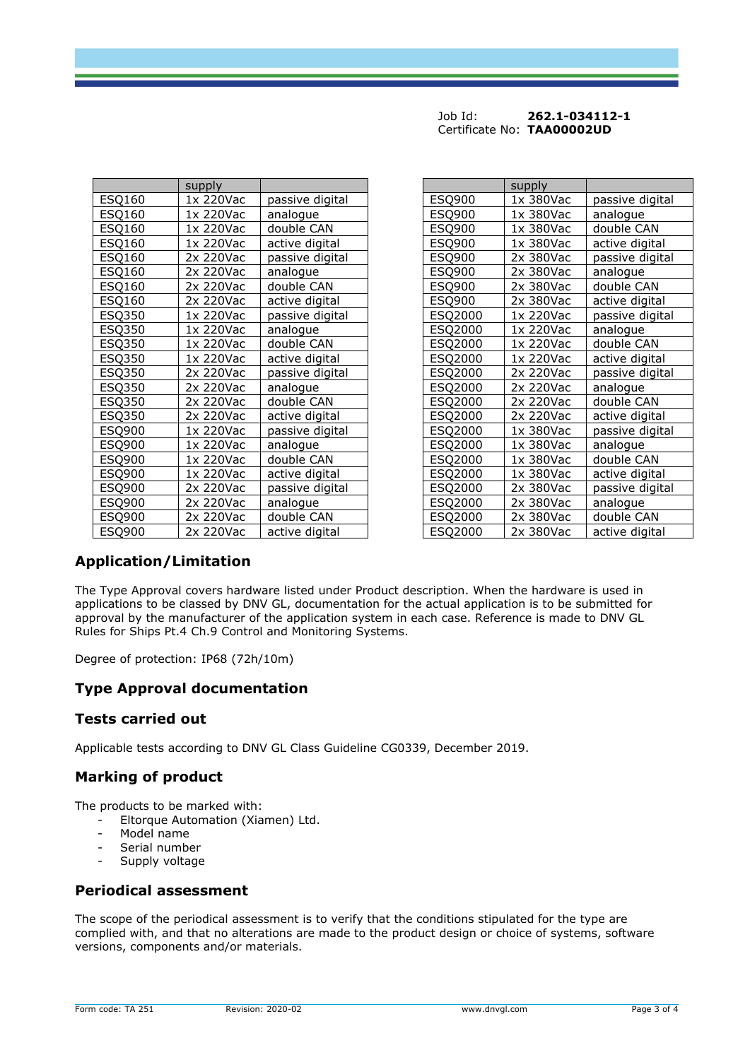Job Id: **262.1-034112-1**
Certificate No: **TAA00002UD**

| | supply | |
|---|---|---|
| ESQ160 | 1x 220Vac | passive digital |
| ESQ160 | 1x 220Vac | analogue |
| ESQ160 | 1x 220Vac | double CAN |
| ESQ160 | 1x 220Vac | active digital |
| ESQ160 | 2x 220Vac | passive digital |
| ESQ160 | 2x 220Vac | analogue |
| ESQ160 | 2x 220Vac | double CAN |
| ESQ160 | 2x 220Vac | active digital |
| ESQ350 | 1x 220Vac | passive digital |
| ESQ350 | 1x 220Vac | analogue |
| ESQ350 | 1x 220Vac | double CAN |
| ESQ350 | 1x 220Vac | active digital |
| ESQ350 | 2x 220Vac | passive digital |
| ESQ350 | 2x 220Vac | analogue |
| ESQ350 | 2x 220Vac | double CAN |
| ESQ350 | 2x 220Vac | active digital |
| ESQ900 | 1x 220Vac | passive digital |
| ESQ900 | 1x 220Vac | analogue |
| ESQ900 | 1x 220Vac | double CAN |
| ESQ900 | 1x 220Vac | active digital |
| ESQ900 | 2x 220Vac | passive digital |
| ESQ900 | 2x 220Vac | analogue |
| ESQ900 | 2x 220Vac | double CAN |
| ESQ900 | 2x 220Vac | active digital |

| | supply | |
|---|---|---|
| ESQ900 | 1x 380Vac | passive digital |
| ESQ900 | 1x 380Vac | analogue |
| ESQ900 | 1x 380Vac | double CAN |
| ESQ900 | 1x 380Vac | active digital |
| ESQ900 | 2x 380Vac | passive digital |
| ESQ900 | 2x 380Vac | analogue |
| ESQ900 | 2x 380Vac | double CAN |
| ESQ900 | 2x 380Vac | active digital |
| ESQ2000 | 1x 220Vac | passive digital |
| ESQ2000 | 1x 220Vac | analogue |
| ESQ2000 | 1x 220Vac | double CAN |
| ESQ2000 | 1x 220Vac | active digital |
| ESQ2000 | 2x 220Vac | passive digital |
| ESQ2000 | 2x 220Vac | analogue |
| ESQ2000 | 2x 220Vac | double CAN |
| ESQ2000 | 2x 220Vac | active digital |
| ESQ2000 | 1x 380Vac | passive digital |
| ESQ2000 | 1x 380Vac | analogue |
| ESQ2000 | 1x 380Vac | double CAN |
| ESQ2000 | 1x 380Vac | active digital |
| ESQ2000 | 2x 380Vac | passive digital |
| ESQ2000 | 2x 380Vac | analogue |
| ESQ2000 | 2x 380Vac | double CAN |
| ESQ2000 | 2x 380Vac | active digital |

## Application/Limitation

The Type Approval covers hardware listed under Product description. When the hardware is used in applications to be classed by DNV GL, documentation for the actual application is to be submitted for approval by the manufacturer of the application system in each case. Reference is made to DNV GL Rules for Ships Pt.4 Ch.9 Control and Monitoring Systems.

Degree of protection: IP68 (72h/10m)

## Type Approval documentation

## Tests carried out

Applicable tests according to DNV GL Class Guideline CG0339, December 2019.

## Marking of product

The products to be marked with:

- Eltorque Automation (Xiamen) Ltd.
- Model name
- Serial number
- Supply voltage

## Periodical assessment

The scope of the periodical assessment is to verify that the conditions stipulated for the type are complied with, and that no alterations are made to the product design or choice of systems, software versions, components and/or materials.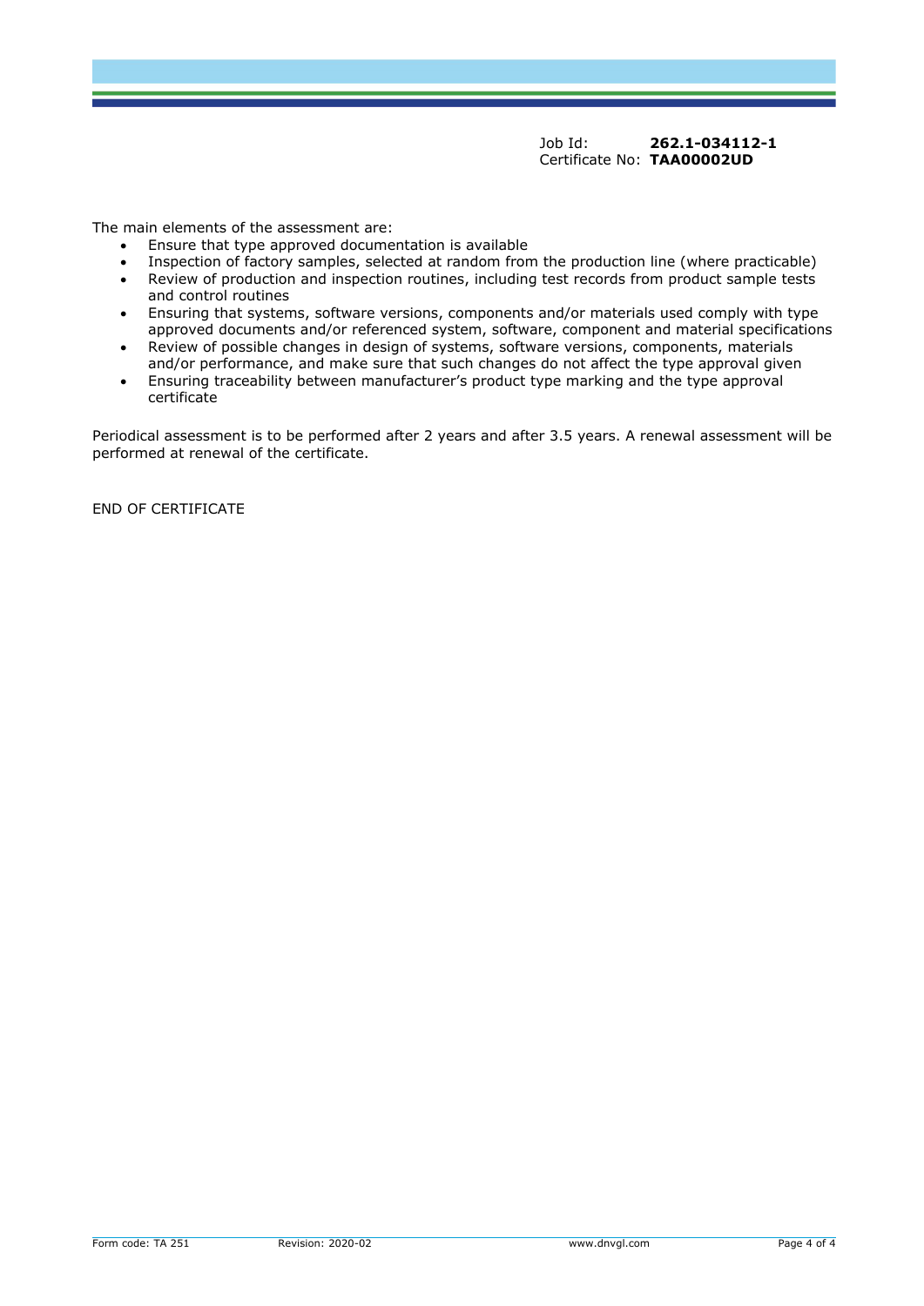Job Id: **262.1-034112-1**
Certificate No: **TAA00002UD**

The main elements of the assessment are:

- Ensure that type approved documentation is available
- Inspection of factory samples, selected at random from the production line (where practicable)
- Review of production and inspection routines, including test records from product sample tests and control routines
- Ensuring that systems, software versions, components and/or materials used comply with type approved documents and/or referenced system, software, component and material specifications
- Review of possible changes in design of systems, software versions, components, materials and/or performance, and make sure that such changes do not affect the type approval given
- Ensuring traceability between manufacturer's product type marking and the type approval certificate

Periodical assessment is to be performed after 2 years and after 3.5 years. A renewal assessment will be performed at renewal of the certificate.

END OF CERTIFICATE